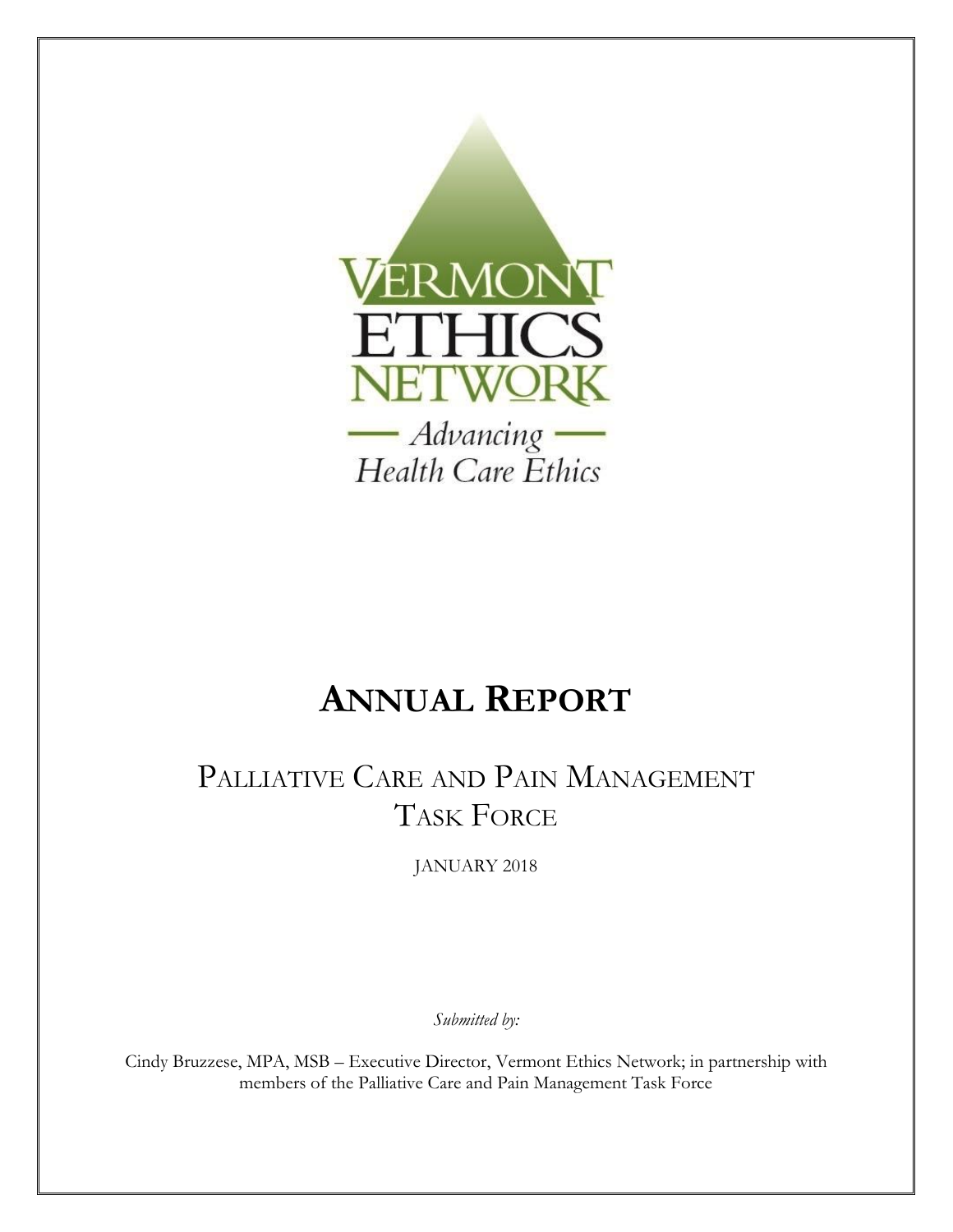VERMONT ETHICS NETWORK

— Advancing —
Health Care Ethics

# ANNUAL REPORT

## PALLIATIVE CARE AND PAIN MANAGEMENT TASK FORCE

JANUARY 2018

*Submitted by:*

Cindy Bruzzese, MPA, MSB – Executive Director, Vermont Ethics Network; in partnership with members of the Palliative Care and Pain Management Task Force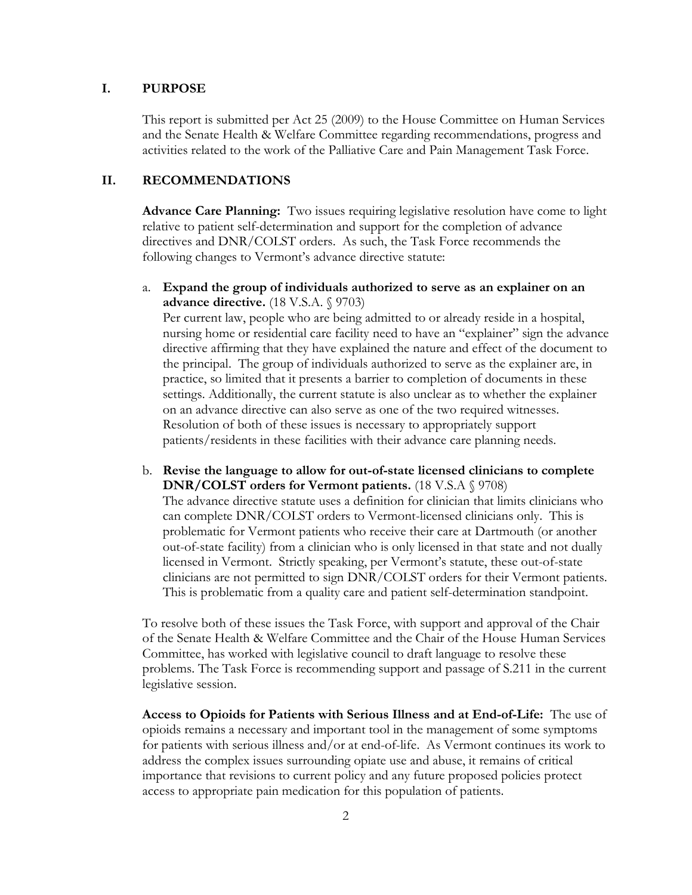## I. PURPOSE

This report is submitted per Act 25 (2009) to the House Committee on Human Services and the Senate Health & Welfare Committee regarding recommendations, progress and activities related to the work of the Palliative Care and Pain Management Task Force.

## II. RECOMMENDATIONS

**Advance Care Planning:** Two issues requiring legislative resolution have come to light relative to patient self-determination and support for the completion of advance directives and DNR/COLST orders. As such, the Task Force recommends the following changes to Vermont's advance directive statute:

a. **Expand the group of individuals authorized to serve as an explainer on an advance directive.** (18 V.S.A. § 9703)
Per current law, people who are being admitted to or already reside in a hospital, nursing home or residential care facility need to have an "explainer" sign the advance directive affirming that they have explained the nature and effect of the document to the principal. The group of individuals authorized to serve as the explainer are, in practice, so limited that it presents a barrier to completion of documents in these settings. Additionally, the current statute is also unclear as to whether the explainer on an advance directive can also serve as one of the two required witnesses. Resolution of both of these issues is necessary to appropriately support patients/residents in these facilities with their advance care planning needs.

b. **Revise the language to allow for out-of-state licensed clinicians to complete DNR/COLST orders for Vermont patients.** (18 V.S.A § 9708)
The advance directive statute uses a definition for clinician that limits clinicians who can complete DNR/COLST orders to Vermont-licensed clinicians only. This is problematic for Vermont patients who receive their care at Dartmouth (or another out-of-state facility) from a clinician who is only licensed in that state and not dually licensed in Vermont. Strictly speaking, per Vermont's statute, these out-of-state clinicians are not permitted to sign DNR/COLST orders for their Vermont patients. This is problematic from a quality care and patient self-determination standpoint.

To resolve both of these issues the Task Force, with support and approval of the Chair of the Senate Health & Welfare Committee and the Chair of the House Human Services Committee, has worked with legislative council to draft language to resolve these problems. The Task Force is recommending support and passage of S.211 in the current legislative session.

**Access to Opioids for Patients with Serious Illness and at End-of-Life:** The use of opioids remains a necessary and important tool in the management of some symptoms for patients with serious illness and/or at end-of-life. As Vermont continues its work to address the complex issues surrounding opiate use and abuse, it remains of critical importance that revisions to current policy and any future proposed policies protect access to appropriate pain medication for this population of patients.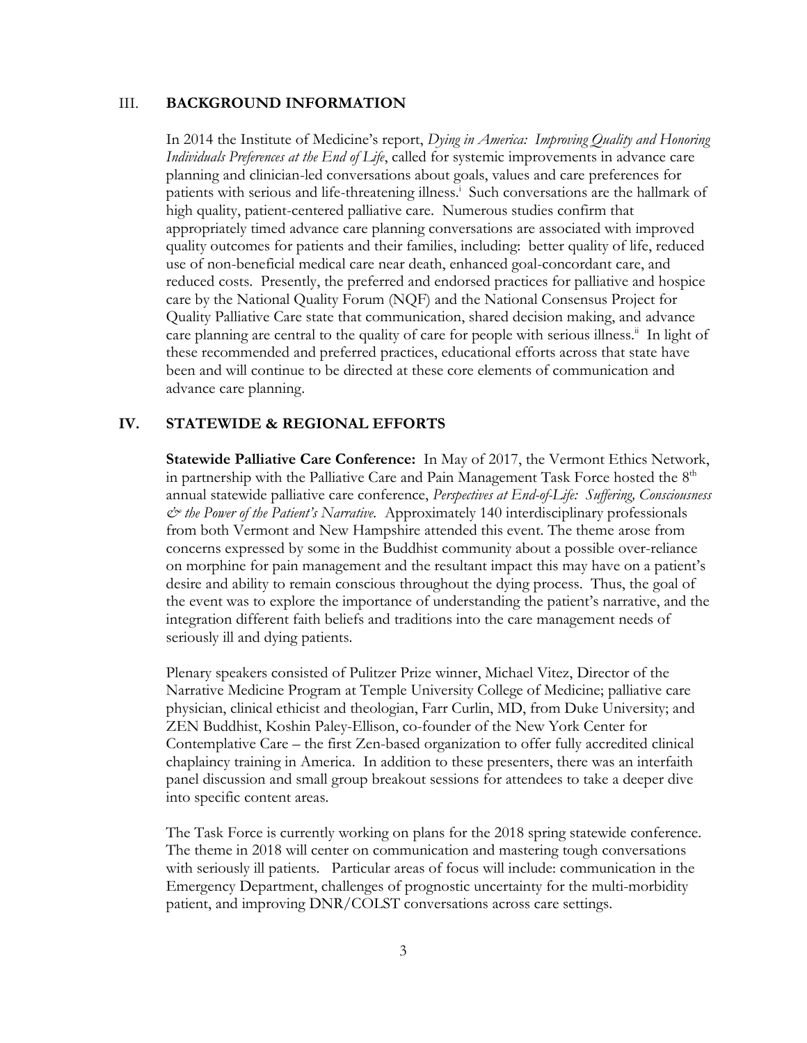## III. BACKGROUND INFORMATION

In 2014 the Institute of Medicine's report, *Dying in America: Improving Quality and Honoring Individuals Preferences at the End of Life*, called for systemic improvements in advance care planning and clinician-led conversations about goals, values and care preferences for patients with serious and life-threatening illness.[i] Such conversations are the hallmark of high quality, patient-centered palliative care. Numerous studies confirm that appropriately timed advance care planning conversations are associated with improved quality outcomes for patients and their families, including: better quality of life, reduced use of non-beneficial medical care near death, enhanced goal-concordant care, and reduced costs. Presently, the preferred and endorsed practices for palliative and hospice care by the National Quality Forum (NQF) and the National Consensus Project for Quality Palliative Care state that communication, shared decision making, and advance care planning are central to the quality of care for people with serious illness.[ii] In light of these recommended and preferred practices, educational efforts across that state have been and will continue to be directed at these core elements of communication and advance care planning.

## IV. STATEWIDE & REGIONAL EFFORTS

**Statewide Palliative Care Conference:** In May of 2017, the Vermont Ethics Network, in partnership with the Palliative Care and Pain Management Task Force hosted the 8th annual statewide palliative care conference, *Perspectives at End-of-Life: Suffering, Consciousness & the Power of the Patient's Narrative.* Approximately 140 interdisciplinary professionals from both Vermont and New Hampshire attended this event. The theme arose from concerns expressed by some in the Buddhist community about a possible over-reliance on morphine for pain management and the resultant impact this may have on a patient's desire and ability to remain conscious throughout the dying process. Thus, the goal of the event was to explore the importance of understanding the patient's narrative, and the integration different faith beliefs and traditions into the care management needs of seriously ill and dying patients.

Plenary speakers consisted of Pulitzer Prize winner, Michael Vitez, Director of the Narrative Medicine Program at Temple University College of Medicine; palliative care physician, clinical ethicist and theologian, Farr Curlin, MD, from Duke University; and ZEN Buddhist, Koshin Paley-Ellison, co-founder of the New York Center for Contemplative Care – the first Zen-based organization to offer fully accredited clinical chaplaincy training in America. In addition to these presenters, there was an interfaith panel discussion and small group breakout sessions for attendees to take a deeper dive into specific content areas.

The Task Force is currently working on plans for the 2018 spring statewide conference. The theme in 2018 will center on communication and mastering tough conversations with seriously ill patients. Particular areas of focus will include: communication in the Emergency Department, challenges of prognostic uncertainty for the multi-morbidity patient, and improving DNR/COLST conversations across care settings.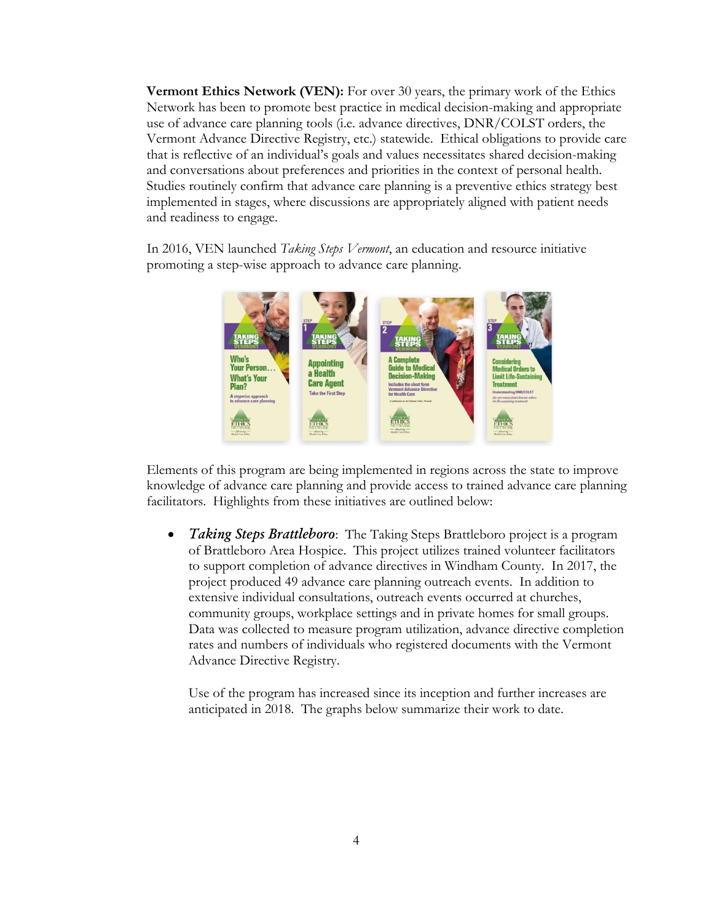**Vermont Ethics Network (VEN):** For over 30 years, the primary work of the Ethics Network has been to promote best practice in medical decision-making and appropriate use of advance care planning tools (i.e. advance directives, DNR/COLST orders, the Vermont Advance Directive Registry, etc.) statewide. Ethical obligations to provide care that is reflective of an individual's goals and values necessitates shared decision-making and conversations about preferences and priorities in the context of personal health. Studies routinely confirm that advance care planning is a preventive ethics strategy best implemented in stages, where discussions are appropriately aligned with patient needs and readiness to engage.

In 2016, VEN launched *Taking Steps Vermont*, an education and resource initiative promoting a step-wise approach to advance care planning.

Elements of this program are being implemented in regions across the state to improve knowledge of advance care planning and provide access to trained advance care planning facilitators. Highlights from these initiatives are outlined below:

- ***Taking Steps Brattleboro***: The Taking Steps Brattleboro project is a program of Brattleboro Area Hospice. This project utilizes trained volunteer facilitators to support completion of advance directives in Windham County. In 2017, the project produced 49 advance care planning outreach events. In addition to extensive individual consultations, outreach events occurred at churches, community groups, workplace settings and in private homes for small groups. Data was collected to measure program utilization, advance directive completion rates and numbers of individuals who registered documents with the Vermont Advance Directive Registry.

  Use of the program has increased since its inception and further increases are anticipated in 2018. The graphs below summarize their work to date.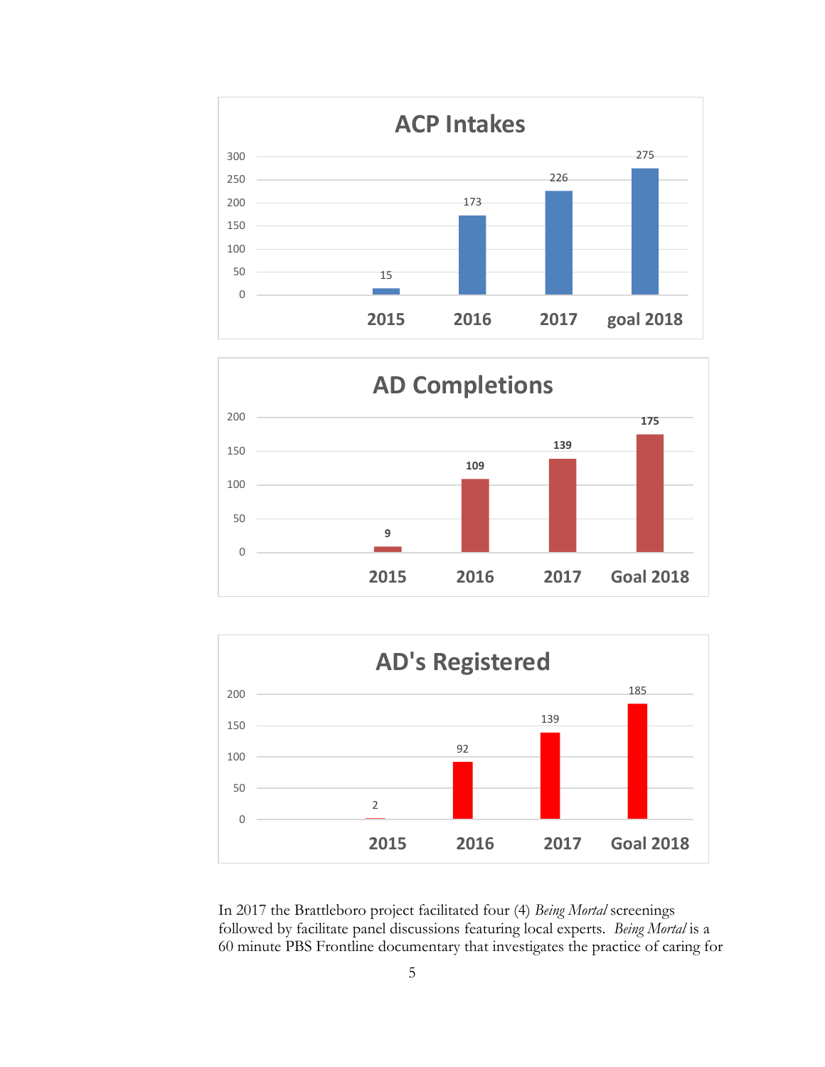**ACP Intakes**

| | 2015 | 2016 | 2017 | goal 2018 |
|---|---|---|---|---|
| ACP Intakes | 15 | 173 | 226 | 275 |

**AD Completions**

| | 2015 | 2016 | 2017 | Goal 2018 |
|---|---|---|---|---|
| AD Completions | 9 | 109 | 139 | 175 |

**AD's Registered**

| | 2015 | 2016 | 2017 | Goal 2018 |
|---|---|---|---|---|
| AD's Registered | 2 | 92 | 139 | 185 |

In 2017 the Brattleboro project facilitated four (4) *Being Mortal* screenings followed by facilitate panel discussions featuring local experts. *Being Mortal* is a 60 minute PBS Frontline documentary that investigates the practice of caring for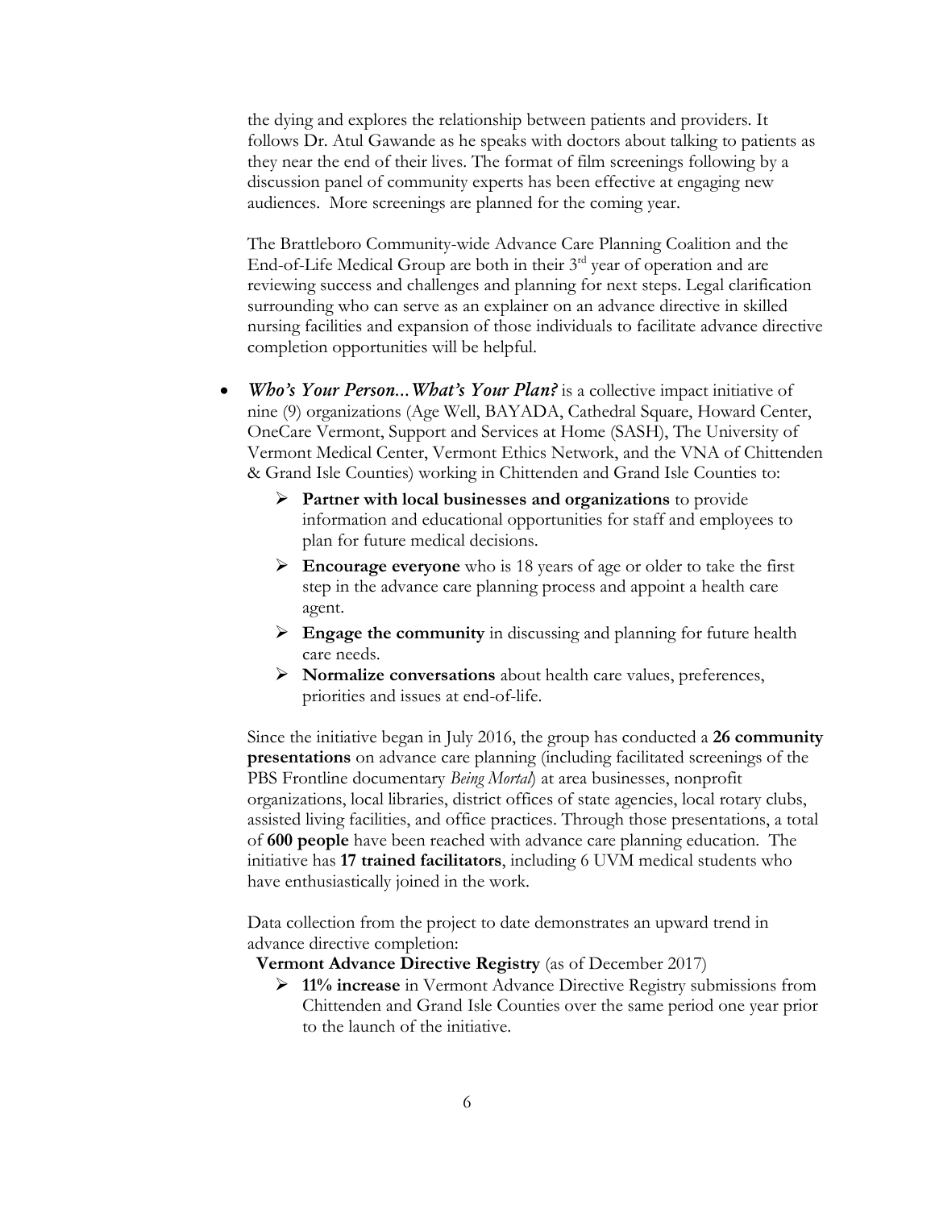the dying and explores the relationship between patients and providers. It follows Dr. Atul Gawande as he speaks with doctors about talking to patients as they near the end of their lives. The format of film screenings following by a discussion panel of community experts has been effective at engaging new audiences. More screenings are planned for the coming year.

The Brattleboro Community-wide Advance Care Planning Coalition and the End-of-Life Medical Group are both in their 3rd year of operation and are reviewing success and challenges and planning for next steps. Legal clarification surrounding who can serve as an explainer on an advance directive in skilled nursing facilities and expansion of those individuals to facilitate advance directive completion opportunities will be helpful.

- ***Who's Your Person...What's Your Plan?*** is a collective impact initiative of nine (9) organizations (Age Well, BAYADA, Cathedral Square, Howard Center, OneCare Vermont, Support and Services at Home (SASH), The University of Vermont Medical Center, Vermont Ethics Network, and the VNA of Chittenden & Grand Isle Counties) working in Chittenden and Grand Isle Counties to:
  - **Partner with local businesses and organizations** to provide information and educational opportunities for staff and employees to plan for future medical decisions.
  - **Encourage everyone** who is 18 years of age or older to take the first step in the advance care planning process and appoint a health care agent.
  - **Engage the community** in discussing and planning for future health care needs.
  - **Normalize conversations** about health care values, preferences, priorities and issues at end-of-life.

  Since the initiative began in July 2016, the group has conducted a **26 community presentations** on advance care planning (including facilitated screenings of the PBS Frontline documentary *Being Mortal*) at area businesses, nonprofit organizations, local libraries, district offices of state agencies, local rotary clubs, assisted living facilities, and office practices. Through those presentations, a total of **600 people** have been reached with advance care planning education. The initiative has **17 trained facilitators**, including 6 UVM medical students who have enthusiastically joined in the work.

  Data collection from the project to date demonstrates an upward trend in advance directive completion:

  **Vermont Advance Directive Registry** (as of December 2017)

  - **11% increase** in Vermont Advance Directive Registry submissions from Chittenden and Grand Isle Counties over the same period one year prior to the launch of the initiative.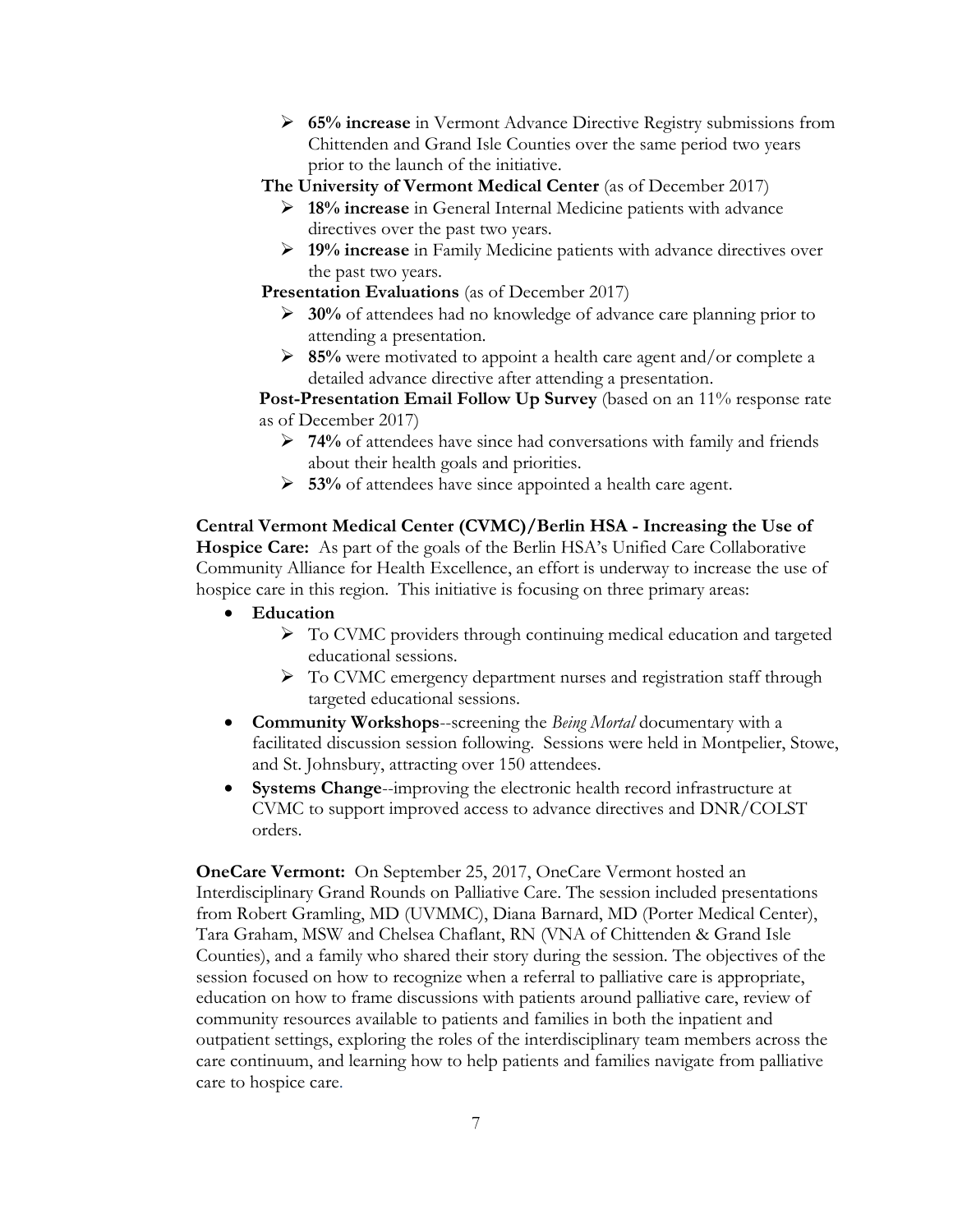- **65% increase** in Vermont Advance Directive Registry submissions from Chittenden and Grand Isle Counties over the same period two years prior to the launch of the initiative.

**The University of Vermont Medical Center** (as of December 2017)

- **18% increase** in General Internal Medicine patients with advance directives over the past two years.
- **19% increase** in Family Medicine patients with advance directives over the past two years.

**Presentation Evaluations** (as of December 2017)

- **30%** of attendees had no knowledge of advance care planning prior to attending a presentation.
- **85%** were motivated to appoint a health care agent and/or complete a detailed advance directive after attending a presentation.

**Post-Presentation Email Follow Up Survey** (based on an 11% response rate as of December 2017)

- **74%** of attendees have since had conversations with family and friends about their health goals and priorities.
- **53%** of attendees have since appointed a health care agent.

**Central Vermont Medical Center (CVMC)/Berlin HSA - Increasing the Use of Hospice Care:** As part of the goals of the Berlin HSA's Unified Care Collaborative Community Alliance for Health Excellence, an effort is underway to increase the use of hospice care in this region. This initiative is focusing on three primary areas:

- **Education**
  - To CVMC providers through continuing medical education and targeted educational sessions.
  - To CVMC emergency department nurses and registration staff through targeted educational sessions.
- **Community Workshops**--screening the *Being Mortal* documentary with a facilitated discussion session following. Sessions were held in Montpelier, Stowe, and St. Johnsbury, attracting over 150 attendees.
- **Systems Change**--improving the electronic health record infrastructure at CVMC to support improved access to advance directives and DNR/COLST orders.

**OneCare Vermont:** On September 25, 2017, OneCare Vermont hosted an Interdisciplinary Grand Rounds on Palliative Care. The session included presentations from Robert Gramling, MD (UVMMC), Diana Barnard, MD (Porter Medical Center), Tara Graham, MSW and Chelsea Chaflant, RN (VNA of Chittenden & Grand Isle Counties), and a family who shared their story during the session. The objectives of the session focused on how to recognize when a referral to palliative care is appropriate, education on how to frame discussions with patients around palliative care, review of community resources available to patients and families in both the inpatient and outpatient settings, exploring the roles of the interdisciplinary team members across the care continuum, and learning how to help patients and families navigate from palliative care to hospice care.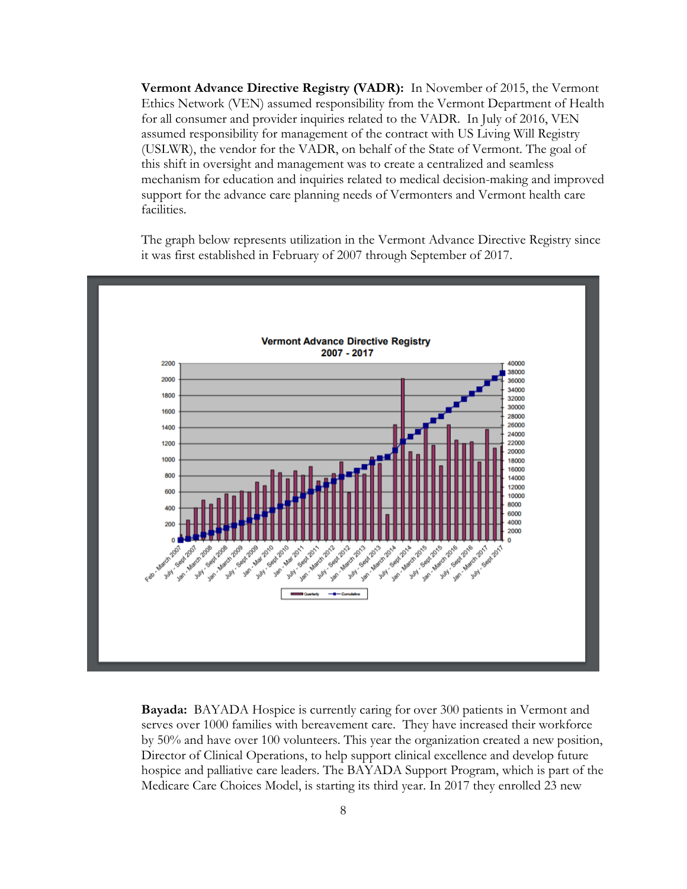**Vermont Advance Directive Registry (VADR):** In November of 2015, the Vermont Ethics Network (VEN) assumed responsibility from the Vermont Department of Health for all consumer and provider inquiries related to the VADR. In July of 2016, VEN assumed responsibility for management of the contract with US Living Will Registry (USLWR), the vendor for the VADR, on behalf of the State of Vermont. The goal of this shift in oversight and management was to create a centralized and seamless mechanism for education and inquiries related to medical decision-making and improved support for the advance care planning needs of Vermonters and Vermont health care facilities.

The graph below represents utilization in the Vermont Advance Directive Registry since it was first established in February of 2007 through September of 2017.

**Bayada:** BAYADA Hospice is currently caring for over 300 patients in Vermont and serves over 1000 families with bereavement care. They have increased their workforce by 50% and have over 100 volunteers. This year the organization created a new position, Director of Clinical Operations, to help support clinical excellence and develop future hospice and palliative care leaders. The BAYADA Support Program, which is part of the Medicare Care Choices Model, is starting its third year. In 2017 they enrolled 23 new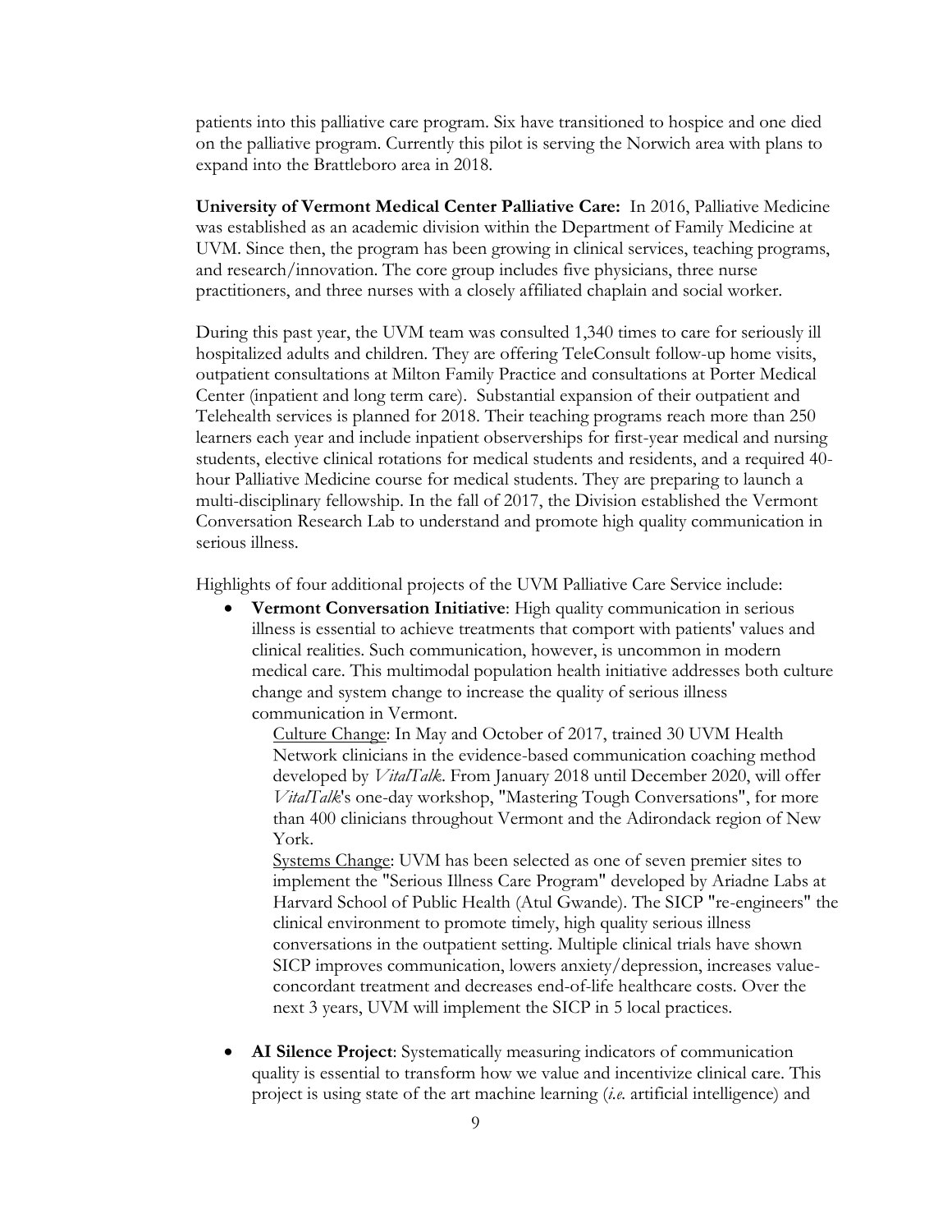patients into this palliative care program. Six have transitioned to hospice and one died on the palliative program. Currently this pilot is serving the Norwich area with plans to expand into the Brattleboro area in 2018.

**University of Vermont Medical Center Palliative Care:** In 2016, Palliative Medicine was established as an academic division within the Department of Family Medicine at UVM. Since then, the program has been growing in clinical services, teaching programs, and research/innovation. The core group includes five physicians, three nurse practitioners, and three nurses with a closely affiliated chaplain and social worker.

During this past year, the UVM team was consulted 1,340 times to care for seriously ill hospitalized adults and children. They are offering TeleConsult follow-up home visits, outpatient consultations at Milton Family Practice and consultations at Porter Medical Center (inpatient and long term care). Substantial expansion of their outpatient and Telehealth services is planned for 2018. Their teaching programs reach more than 250 learners each year and include inpatient observerships for first-year medical and nursing students, elective clinical rotations for medical students and residents, and a required 40-hour Palliative Medicine course for medical students. They are preparing to launch a multi-disciplinary fellowship. In the fall of 2017, the Division established the Vermont Conversation Research Lab to understand and promote high quality communication in serious illness.

Highlights of four additional projects of the UVM Palliative Care Service include:

- **Vermont Conversation Initiative**: High quality communication in serious illness is essential to achieve treatments that comport with patients' values and clinical realities. Such communication, however, is uncommon in modern medical care. This multimodal population health initiative addresses both culture change and system change to increase the quality of serious illness communication in Vermont.

  Culture Change: In May and October of 2017, trained 30 UVM Health Network clinicians in the evidence-based communication coaching method developed by *VitalTalk*. From January 2018 until December 2020, will offer *VitalTalk*'s one-day workshop, "Mastering Tough Conversations", for more than 400 clinicians throughout Vermont and the Adirondack region of New York.

  Systems Change: UVM has been selected as one of seven premier sites to implement the "Serious Illness Care Program" developed by Ariadne Labs at Harvard School of Public Health (Atul Gwande). The SICP "re-engineers" the clinical environment to promote timely, high quality serious illness conversations in the outpatient setting. Multiple clinical trials have shown SICP improves communication, lowers anxiety/depression, increases value-concordant treatment and decreases end-of-life healthcare costs. Over the next 3 years, UVM will implement the SICP in 5 local practices.

- **AI Silence Project**: Systematically measuring indicators of communication quality is essential to transform how we value and incentivize clinical care. This project is using state of the art machine learning (*i.e.* artificial intelligence) and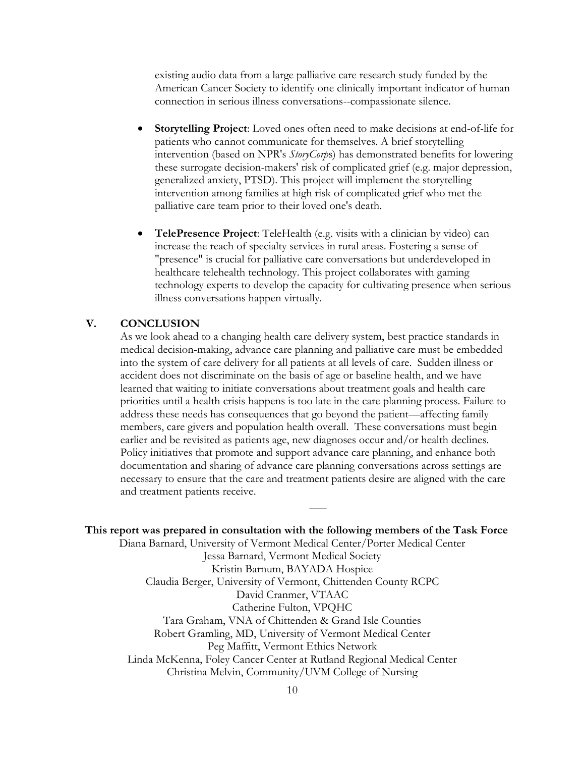existing audio data from a large palliative care research study funded by the American Cancer Society to identify one clinically important indicator of human connection in serious illness conversations--compassionate silence.

- **Storytelling Project**: Loved ones often need to make decisions at end-of-life for patients who cannot communicate for themselves. A brief storytelling intervention (based on NPR's *StoryCorps*) has demonstrated benefits for lowering these surrogate decision-makers' risk of complicated grief (e.g. major depression, generalized anxiety, PTSD). This project will implement the storytelling intervention among families at high risk of complicated grief who met the palliative care team prior to their loved one's death.

- **TelePresence Project**: TeleHealth (e.g. visits with a clinician by video) can increase the reach of specialty services in rural areas. Fostering a sense of "presence" is crucial for palliative care conversations but underdeveloped in healthcare telehealth technology. This project collaborates with gaming technology experts to develop the capacity for cultivating presence when serious illness conversations happen virtually.

## V. CONCLUSION

As we look ahead to a changing health care delivery system, best practice standards in medical decision-making, advance care planning and palliative care must be embedded into the system of care delivery for all patients at all levels of care. Sudden illness or accident does not discriminate on the basis of age or baseline health, and we have learned that waiting to initiate conversations about treatment goals and health care priorities until a health crisis happens is too late in the care planning process. Failure to address these needs has consequences that go beyond the patient—affecting family members, care givers and population health overall. These conversations must begin earlier and be revisited as patients age, new diagnoses occur and/or health declines. Policy initiatives that promote and support advance care planning, and enhance both documentation and sharing of advance care planning conversations across settings are necessary to ensure that the care and treatment patients desire are aligned with the care and treatment patients receive.

---

**This report was prepared in consultation with the following members of the Task Force**

Diana Barnard, University of Vermont Medical Center/Porter Medical Center
Jessa Barnard, Vermont Medical Society
Kristin Barnum, BAYADA Hospice
Claudia Berger, University of Vermont, Chittenden County RCPC
David Cranmer, VTAAC
Catherine Fulton, VPQHC
Tara Graham, VNA of Chittenden & Grand Isle Counties
Robert Gramling, MD, University of Vermont Medical Center
Peg Maffitt, Vermont Ethics Network
Linda McKenna, Foley Cancer Center at Rutland Regional Medical Center
Christina Melvin, Community/UVM College of Nursing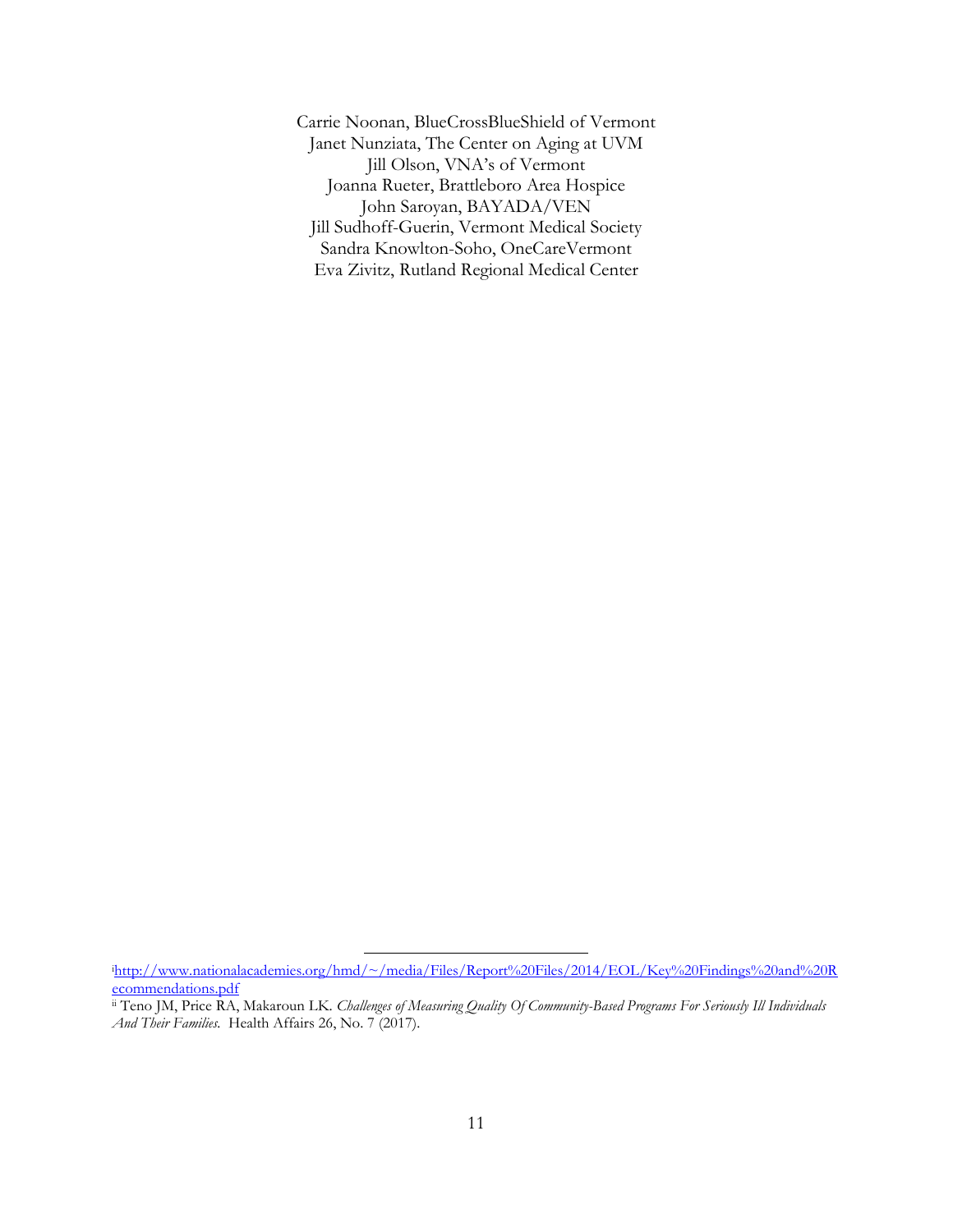Carrie Noonan, BlueCrossBlueShield of Vermont
Janet Nunziata, The Center on Aging at UVM
Jill Olson, VNA's of Vermont
Joanna Rueter, Brattleboro Area Hospice
John Saroyan, BAYADA/VEN
Jill Sudhoff-Guerin, Vermont Medical Society
Sandra Knowlton-Soho, OneCareVermont
Eva Zivitz, Rutland Regional Medical Center

---

[i] http://www.nationalacademies.org/hmd/~/media/Files/Report%20Files/2014/EOL/Key%20Findings%20and%20Recommendations.pdf

[ii] Teno JM, Price RA, Makaroun LK. *Challenges of Measuring Quality Of Community-Based Programs For Seriously Ill Individuals And Their Families.* Health Affairs 26, No. 7 (2017).